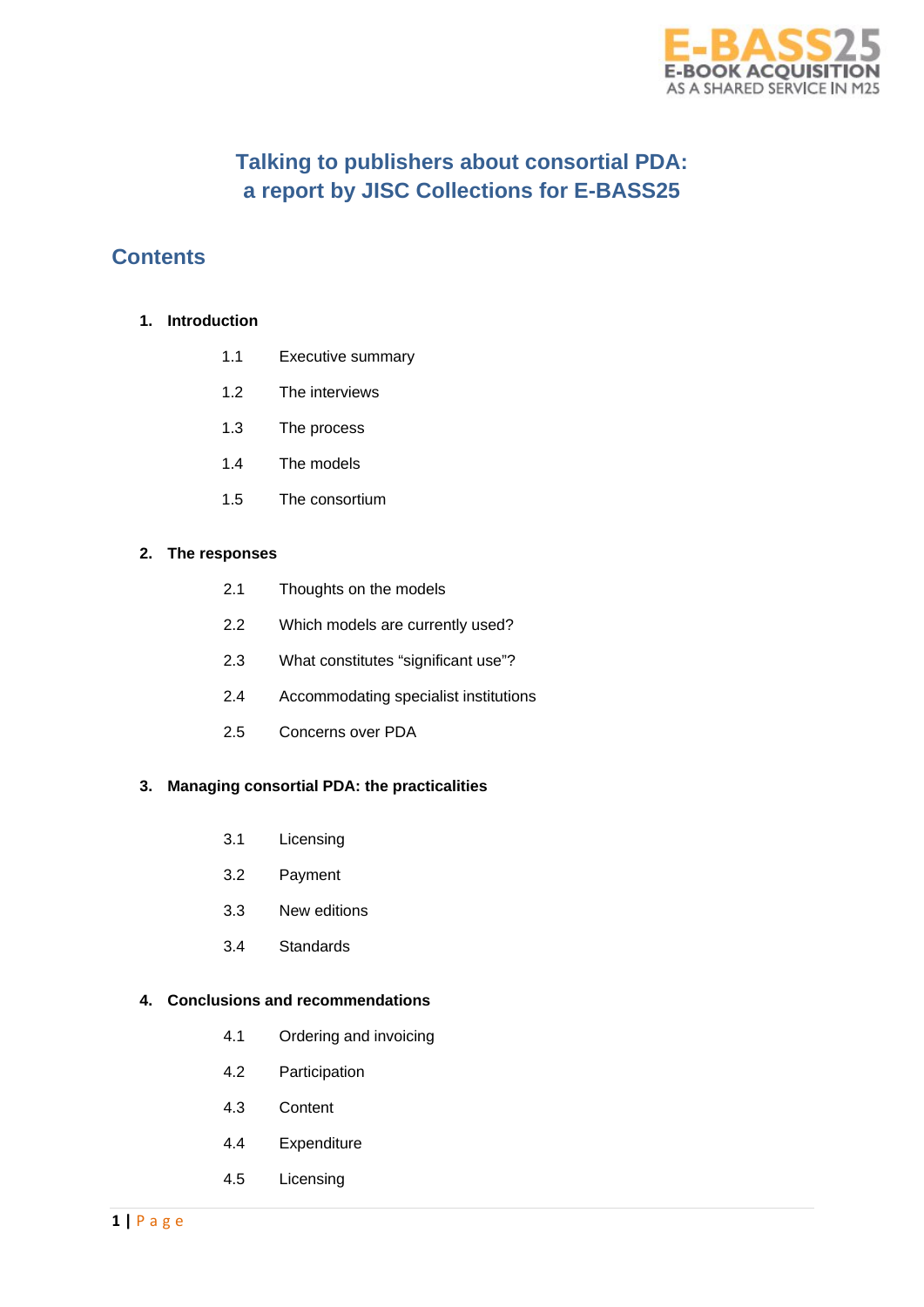E-BASS25
E-BOOK ACQUISITION
AS A SHARED SERVICE IN M25

# Talking to publishers about consortial PDA: a report by JISC Collections for E-BASS25

## Contents

**1. Introduction**

- 1.1 Executive summary
- 1.2 The interviews
- 1.3 The process
- 1.4 The models
- 1.5 The consortium

**2. The responses**

- 2.1 Thoughts on the models
- 2.2 Which models are currently used?
- 2.3 What constitutes "significant use"?
- 2.4 Accommodating specialist institutions
- 2.5 Concerns over PDA

**3. Managing consortial PDA: the practicalities**

- 3.1 Licensing
- 3.2 Payment
- 3.3 New editions
- 3.4 Standards

**4. Conclusions and recommendations**

- 4.1 Ordering and invoicing
- 4.2 Participation
- 4.3 Content
- 4.4 Expenditure
- 4.5 Licensing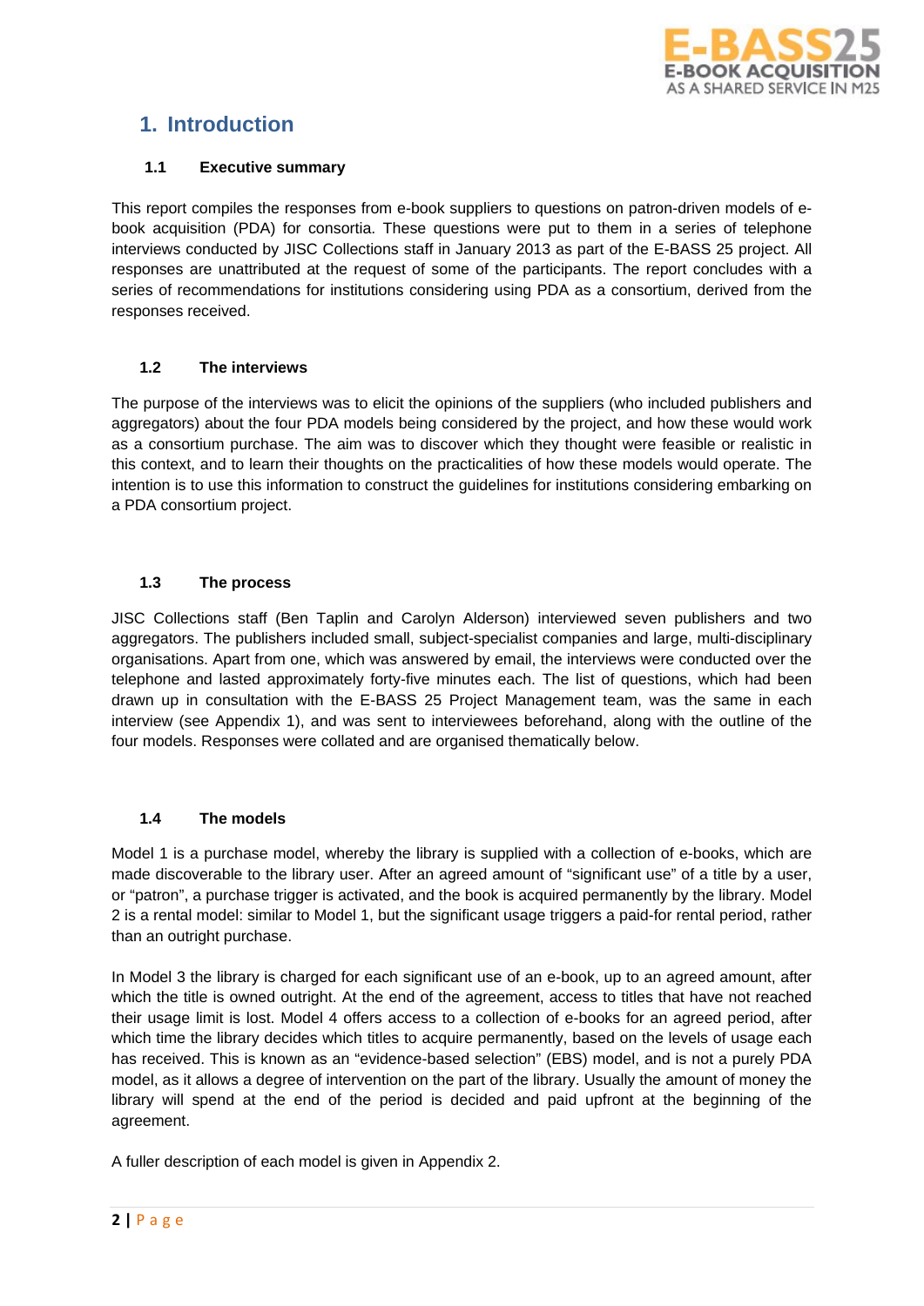# 1. Introduction

### 1.1 Executive summary

This report compiles the responses from e-book suppliers to questions on patron-driven models of e-book acquisition (PDA) for consortia. These questions were put to them in a series of telephone interviews conducted by JISC Collections staff in January 2013 as part of the E-BASS 25 project. All responses are unattributed at the request of some of the participants. The report concludes with a series of recommendations for institutions considering using PDA as a consortium, derived from the responses received.

### 1.2 The interviews

The purpose of the interviews was to elicit the opinions of the suppliers (who included publishers and aggregators) about the four PDA models being considered by the project, and how these would work as a consortium purchase. The aim was to discover which they thought were feasible or realistic in this context, and to learn their thoughts on the practicalities of how these models would operate. The intention is to use this information to construct the guidelines for institutions considering embarking on a PDA consortium project.

### 1.3 The process

JISC Collections staff (Ben Taplin and Carolyn Alderson) interviewed seven publishers and two aggregators. The publishers included small, subject-specialist companies and large, multi-disciplinary organisations. Apart from one, which was answered by email, the interviews were conducted over the telephone and lasted approximately forty-five minutes each. The list of questions, which had been drawn up in consultation with the E-BASS 25 Project Management team, was the same in each interview (see Appendix 1), and was sent to interviewees beforehand, along with the outline of the four models. Responses were collated and are organised thematically below.

### 1.4 The models

Model 1 is a purchase model, whereby the library is supplied with a collection of e-books, which are made discoverable to the library user. After an agreed amount of "significant use" of a title by a user, or "patron", a purchase trigger is activated, and the book is acquired permanently by the library. Model 2 is a rental model: similar to Model 1, but the significant usage triggers a paid-for rental period, rather than an outright purchase.

In Model 3 the library is charged for each significant use of an e-book, up to an agreed amount, after which the title is owned outright. At the end of the agreement, access to titles that have not reached their usage limit is lost. Model 4 offers access to a collection of e-books for an agreed period, after which time the library decides which titles to acquire permanently, based on the levels of usage each has received. This is known as an "evidence-based selection" (EBS) model, and is not a purely PDA model, as it allows a degree of intervention on the part of the library. Usually the amount of money the library will spend at the end of the period is decided and paid upfront at the beginning of the agreement.

A fuller description of each model is given in Appendix 2.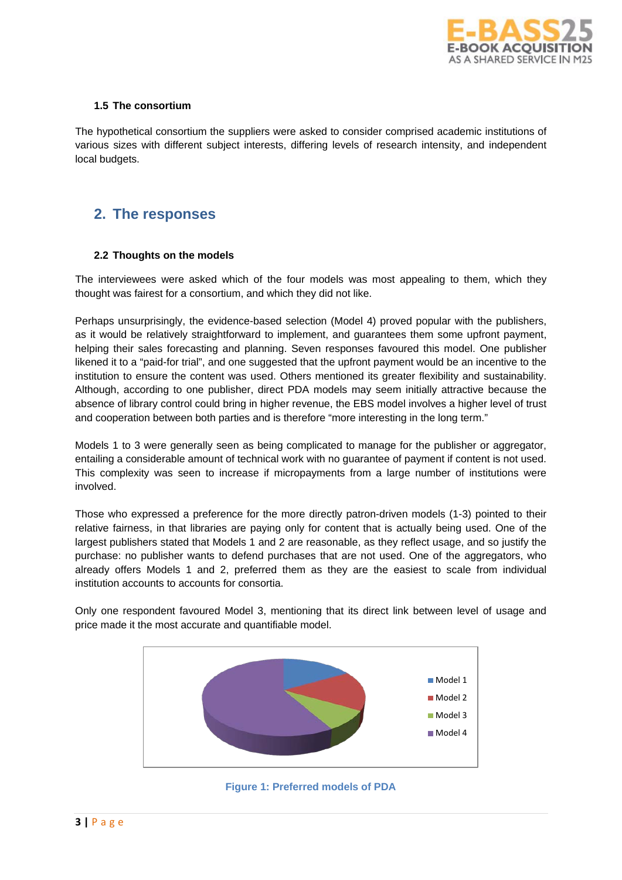### 1.5 The consortium

The hypothetical consortium the suppliers were asked to consider comprised academic institutions of various sizes with different subject interests, differing levels of research intensity, and independent local budgets.

## 2. The responses

### 2.2 Thoughts on the models

The interviewees were asked which of the four models was most appealing to them, which they thought was fairest for a consortium, and which they did not like.

Perhaps unsurprisingly, the evidence-based selection (Model 4) proved popular with the publishers, as it would be relatively straightforward to implement, and guarantees them some upfront payment, helping their sales forecasting and planning. Seven responses favoured this model. One publisher likened it to a "paid-for trial", and one suggested that the upfront payment would be an incentive to the institution to ensure the content was used. Others mentioned its greater flexibility and sustainability. Although, according to one publisher, direct PDA models may seem initially attractive because the absence of library control could bring in higher revenue, the EBS model involves a higher level of trust and cooperation between both parties and is therefore "more interesting in the long term."

Models 1 to 3 were generally seen as being complicated to manage for the publisher or aggregator, entailing a considerable amount of technical work with no guarantee of payment if content is not used. This complexity was seen to increase if micropayments from a large number of institutions were involved.

Those who expressed a preference for the more directly patron-driven models (1-3) pointed to their relative fairness, in that libraries are paying only for content that is actually being used. One of the largest publishers stated that Models 1 and 2 are reasonable, as they reflect usage, and so justify the purchase: no publisher wants to defend purchases that are not used. One of the aggregators, who already offers Models 1 and 2, preferred them as they are the easiest to scale from individual institution accounts to accounts for consortia.

Only one respondent favoured Model 3, mentioning that its direct link between level of usage and price made it the most accurate and quantifiable model.

Model 1
Model 2
Model 3
Model 4

**Figure 1: Preferred models of PDA**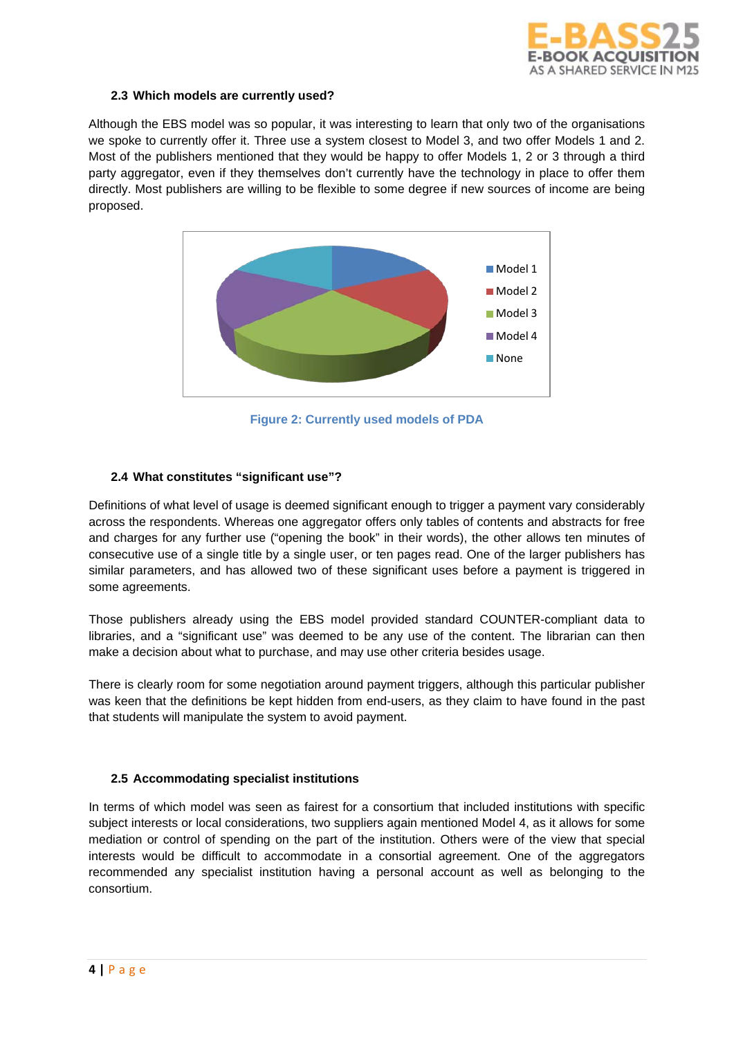### 2.3 Which models are currently used?

Although the EBS model was so popular, it was interesting to learn that only two of the organisations we spoke to currently offer it. Three use a system closest to Model 3, and two offer Models 1 and 2. Most of the publishers mentioned that they would be happy to offer Models 1, 2 or 3 through a third party aggregator, even if they themselves don't currently have the technology in place to offer them directly. Most publishers are willing to be flexible to some degree if new sources of income are being proposed.

Figure 2: Currently used models of PDA

### 2.4 What constitutes "significant use"?

Definitions of what level of usage is deemed significant enough to trigger a payment vary considerably across the respondents. Whereas one aggregator offers only tables of contents and abstracts for free and charges for any further use ("opening the book" in their words), the other allows ten minutes of consecutive use of a single title by a single user, or ten pages read. One of the larger publishers has similar parameters, and has allowed two of these significant uses before a payment is triggered in some agreements.

Those publishers already using the EBS model provided standard COUNTER-compliant data to libraries, and a "significant use" was deemed to be any use of the content. The librarian can then make a decision about what to purchase, and may use other criteria besides usage.

There is clearly room for some negotiation around payment triggers, although this particular publisher was keen that the definitions be kept hidden from end-users, as they claim to have found in the past that students will manipulate the system to avoid payment.

### 2.5 Accommodating specialist institutions

In terms of which model was seen as fairest for a consortium that included institutions with specific subject interests or local considerations, two suppliers again mentioned Model 4, as it allows for some mediation or control of spending on the part of the institution. Others were of the view that special interests would be difficult to accommodate in a consortial agreement. One of the aggregators recommended any specialist institution having a personal account as well as belonging to the consortium.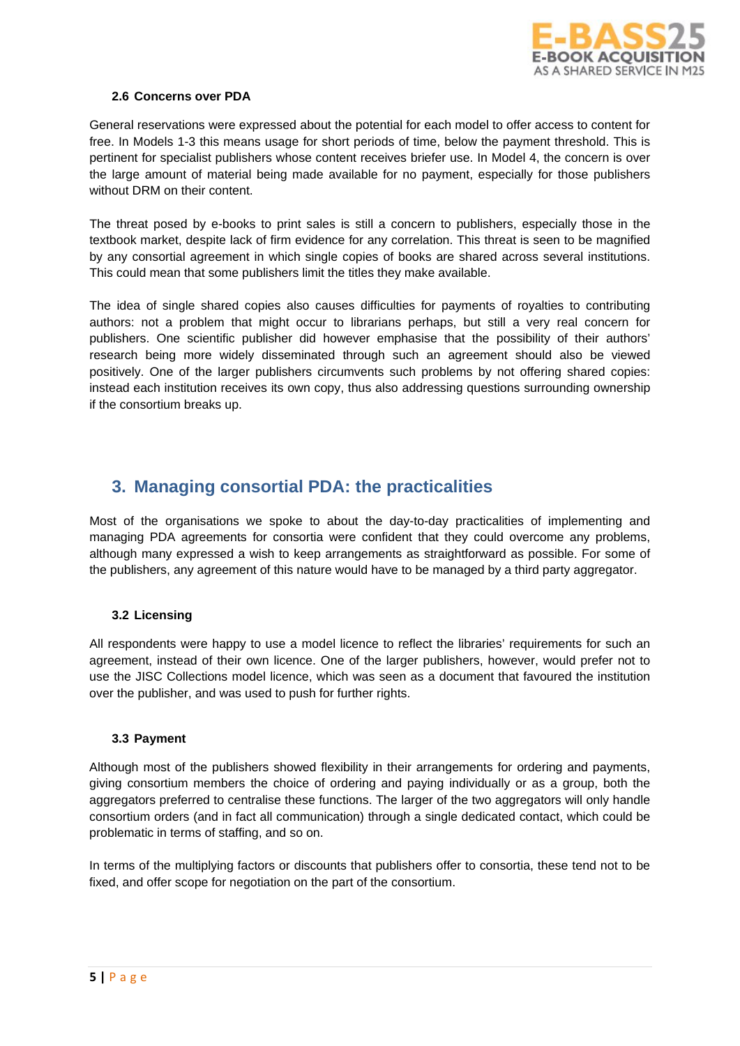### 2.6 Concerns over PDA

General reservations were expressed about the potential for each model to offer access to content for free. In Models 1-3 this means usage for short periods of time, below the payment threshold. This is pertinent for specialist publishers whose content receives briefer use. In Model 4, the concern is over the large amount of material being made available for no payment, especially for those publishers without DRM on their content.

The threat posed by e-books to print sales is still a concern to publishers, especially those in the textbook market, despite lack of firm evidence for any correlation. This threat is seen to be magnified by any consortial agreement in which single copies of books are shared across several institutions. This could mean that some publishers limit the titles they make available.

The idea of single shared copies also causes difficulties for payments of royalties to contributing authors: not a problem that might occur to librarians perhaps, but still a very real concern for publishers. One scientific publisher did however emphasise that the possibility of their authors' research being more widely disseminated through such an agreement should also be viewed positively. One of the larger publishers circumvents such problems by not offering shared copies: instead each institution receives its own copy, thus also addressing questions surrounding ownership if the consortium breaks up.

## 3. Managing consortial PDA: the practicalities

Most of the organisations we spoke to about the day-to-day practicalities of implementing and managing PDA agreements for consortia were confident that they could overcome any problems, although many expressed a wish to keep arrangements as straightforward as possible. For some of the publishers, any agreement of this nature would have to be managed by a third party aggregator.

### 3.2 Licensing

All respondents were happy to use a model licence to reflect the libraries' requirements for such an agreement, instead of their own licence. One of the larger publishers, however, would prefer not to use the JISC Collections model licence, which was seen as a document that favoured the institution over the publisher, and was used to push for further rights.

### 3.3 Payment

Although most of the publishers showed flexibility in their arrangements for ordering and payments, giving consortium members the choice of ordering and paying individually or as a group, both the aggregators preferred to centralise these functions. The larger of the two aggregators will only handle consortium orders (and in fact all communication) through a single dedicated contact, which could be problematic in terms of staffing, and so on.

In terms of the multiplying factors or discounts that publishers offer to consortia, these tend not to be fixed, and offer scope for negotiation on the part of the consortium.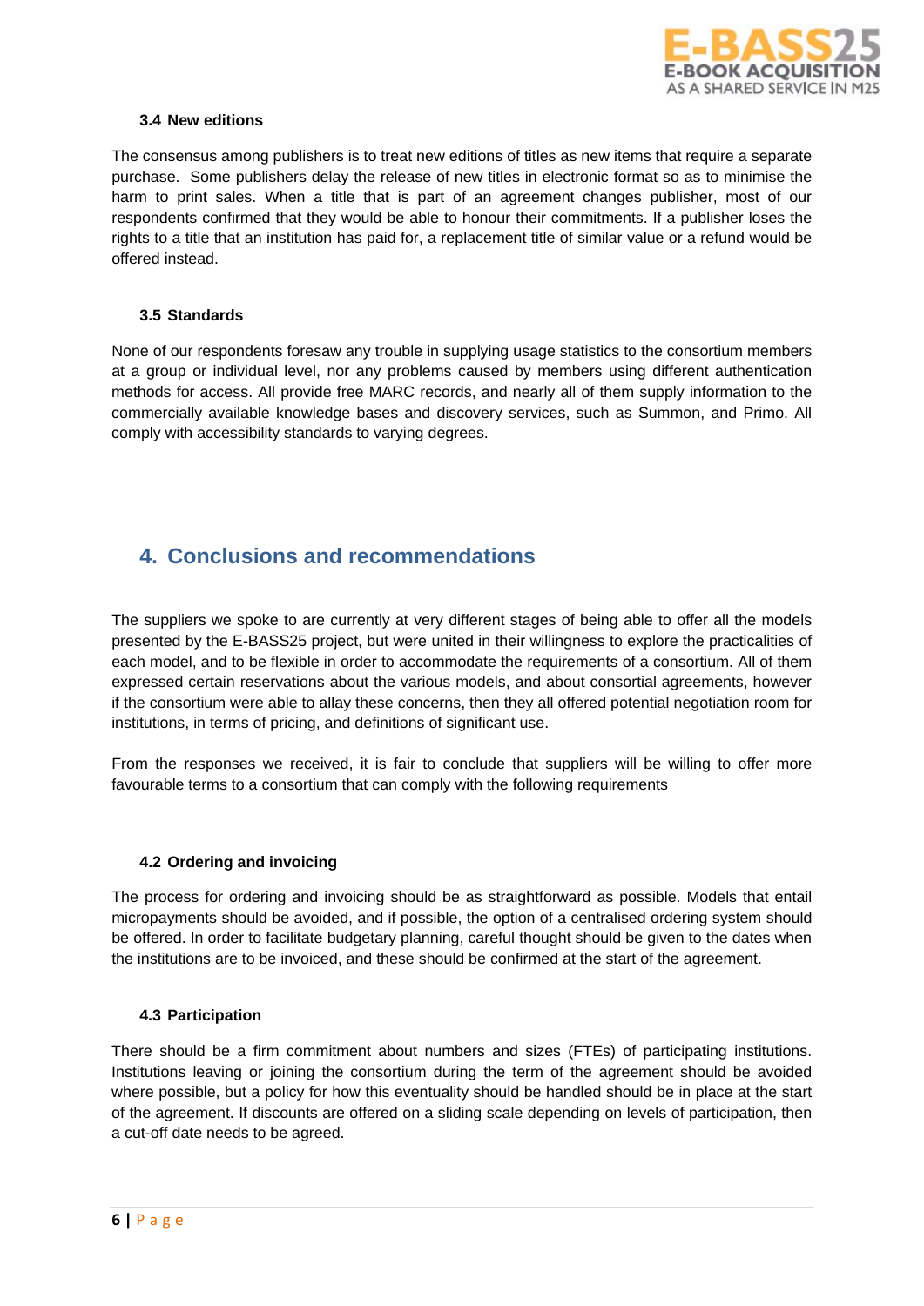### 3.4 New editions

The consensus among publishers is to treat new editions of titles as new items that require a separate purchase.  Some publishers delay the release of new titles in electronic format so as to minimise the harm to print sales. When a title that is part of an agreement changes publisher, most of our respondents confirmed that they would be able to honour their commitments. If a publisher loses the rights to a title that an institution has paid for, a replacement title of similar value or a refund would be offered instead.

### 3.5 Standards

None of our respondents foresaw any trouble in supplying usage statistics to the consortium members at a group or individual level, nor any problems caused by members using different authentication methods for access. All provide free MARC records, and nearly all of them supply information to the commercially available knowledge bases and discovery services, such as Summon, and Primo. All comply with accessibility standards to varying degrees.

## 4. Conclusions and recommendations

The suppliers we spoke to are currently at very different stages of being able to offer all the models presented by the E-BASS25 project, but were united in their willingness to explore the practicalities of each model, and to be flexible in order to accommodate the requirements of a consortium. All of them expressed certain reservations about the various models, and about consortial agreements, however if the consortium were able to allay these concerns, then they all offered potential negotiation room for institutions, in terms of pricing, and definitions of significant use.

From the responses we received, it is fair to conclude that suppliers will be willing to offer more favourable terms to a consortium that can comply with the following requirements

### 4.2 Ordering and invoicing

The process for ordering and invoicing should be as straightforward as possible. Models that entail micropayments should be avoided, and if possible, the option of a centralised ordering system should be offered. In order to facilitate budgetary planning, careful thought should be given to the dates when the institutions are to be invoiced, and these should be confirmed at the start of the agreement.

### 4.3 Participation

There should be a firm commitment about numbers and sizes (FTEs) of participating institutions. Institutions leaving or joining the consortium during the term of the agreement should be avoided where possible, but a policy for how this eventuality should be handled should be in place at the start of the agreement. If discounts are offered on a sliding scale depending on levels of participation, then a cut-off date needs to be agreed.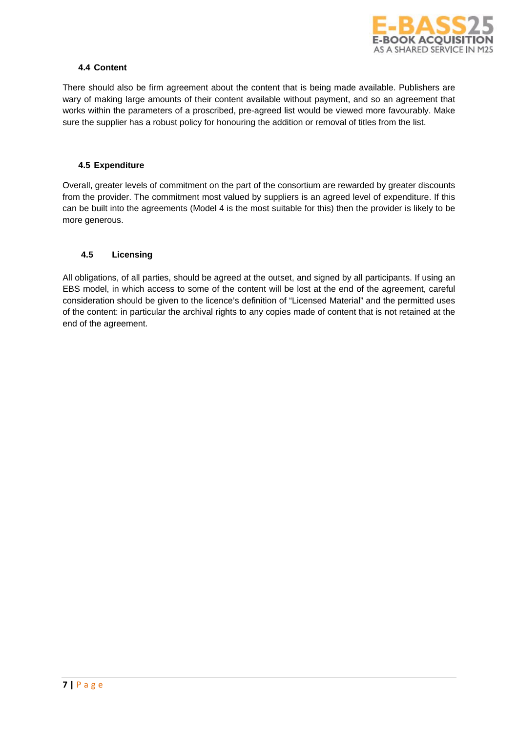### 4.4 Content

There should also be firm agreement about the content that is being made available. Publishers are wary of making large amounts of their content available without payment, and so an agreement that works within the parameters of a proscribed, pre-agreed list would be viewed more favourably. Make sure the supplier has a robust policy for honouring the addition or removal of titles from the list.

### 4.5 Expenditure

Overall, greater levels of commitment on the part of the consortium are rewarded by greater discounts from the provider. The commitment most valued by suppliers is an agreed level of expenditure. If this can be built into the agreements (Model 4 is the most suitable for this) then the provider is likely to be more generous.

### 4.5 Licensing

All obligations, of all parties, should be agreed at the outset, and signed by all participants. If using an EBS model, in which access to some of the content will be lost at the end of the agreement, careful consideration should be given to the licence's definition of "Licensed Material" and the permitted uses of the content: in particular the archival rights to any copies made of content that is not retained at the end of the agreement.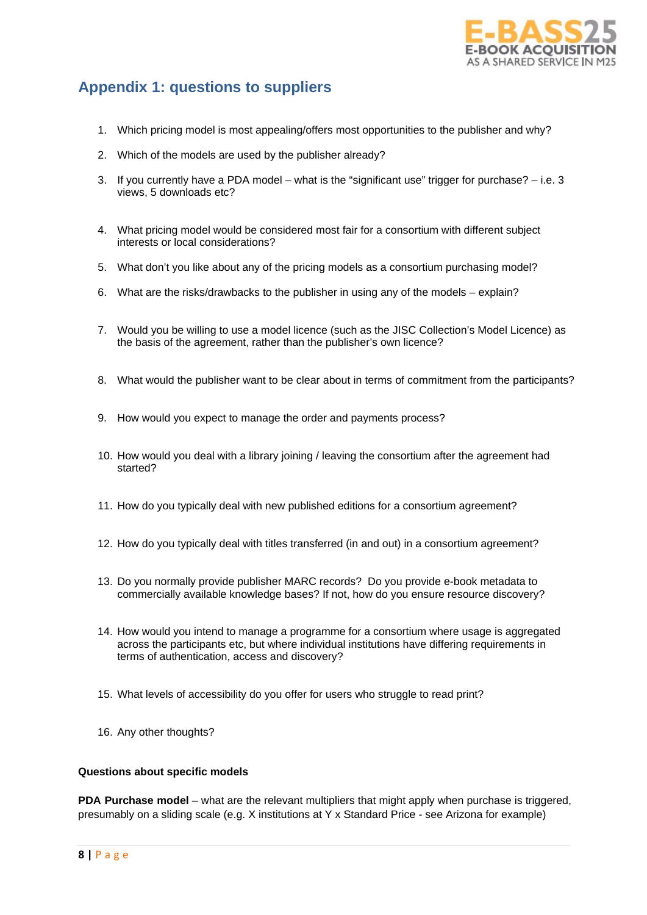## Appendix 1: questions to suppliers

1. Which pricing model is most appealing/offers most opportunities to the publisher and why?
2. Which of the models are used by the publisher already?
3. If you currently have a PDA model – what is the “significant use” trigger for purchase? – i.e. 3 views, 5 downloads etc?
4. What pricing model would be considered most fair for a consortium with different subject interests or local considerations?
5. What don’t you like about any of the pricing models as a consortium purchasing model?
6. What are the risks/drawbacks to the publisher in using any of the models – explain?
7. Would you be willing to use a model licence (such as the JISC Collection’s Model Licence) as the basis of the agreement, rather than the publisher’s own licence?
8. What would the publisher want to be clear about in terms of commitment from the participants?
9. How would you expect to manage the order and payments process?
10. How would you deal with a library joining / leaving the consortium after the agreement had started?
11. How do you typically deal with new published editions for a consortium agreement?
12. How do you typically deal with titles transferred (in and out) in a consortium agreement?
13. Do you normally provide publisher MARC records? Do you provide e-book metadata to commercially available knowledge bases? If not, how do you ensure resource discovery?
14. How would you intend to manage a programme for a consortium where usage is aggregated across the participants etc, but where individual institutions have differing requirements in terms of authentication, access and discovery?
15. What levels of accessibility do you offer for users who struggle to read print?
16. Any other thoughts?

**Questions about specific models**

**PDA Purchase model** – what are the relevant multipliers that might apply when purchase is triggered, presumably on a sliding scale (e.g. X institutions at Y x Standard Price - see Arizona for example)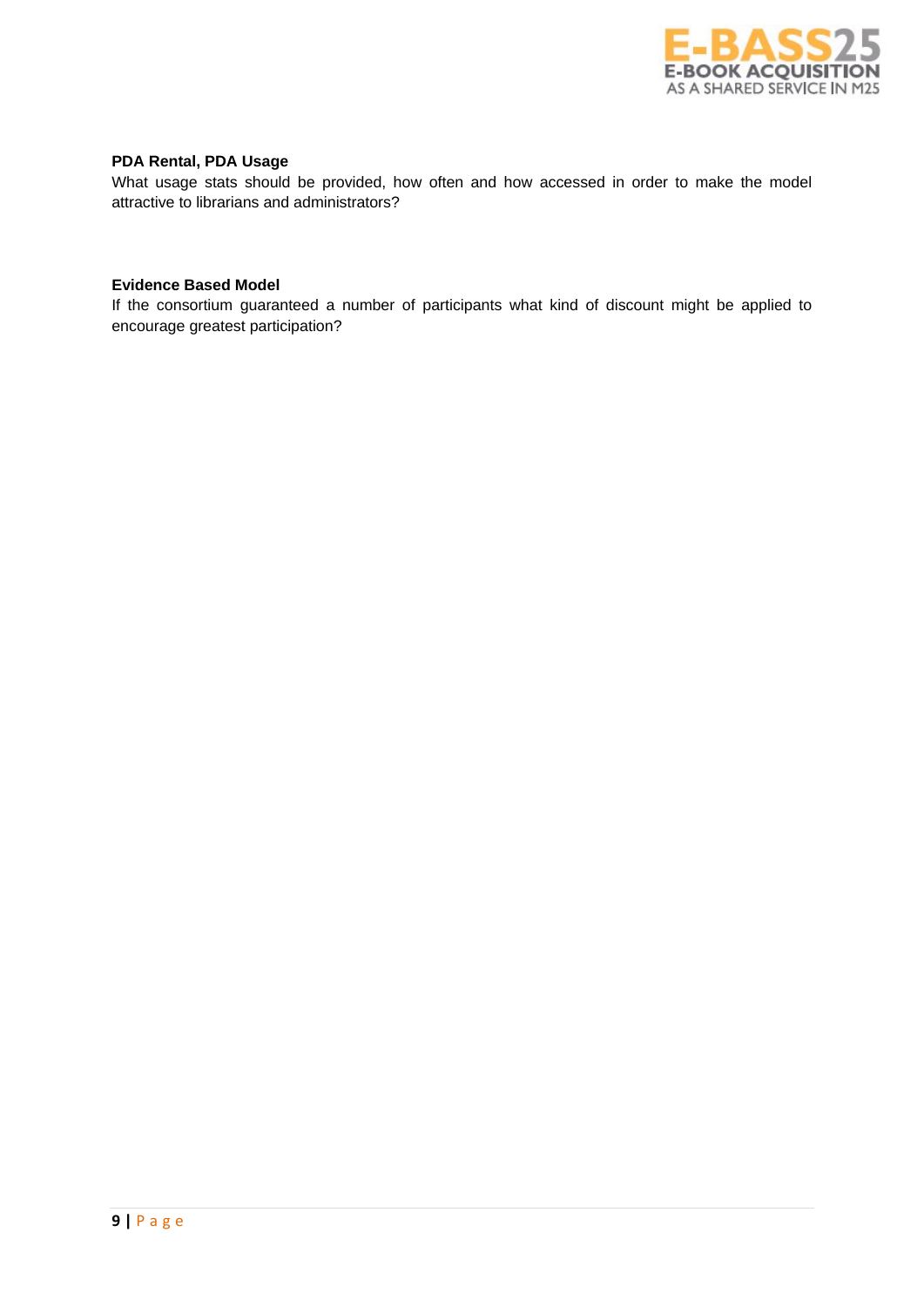**PDA Rental, PDA Usage**

What usage stats should be provided, how often and how accessed in order to make the model attractive to librarians and administrators?

**Evidence Based Model**

If the consortium guaranteed a number of participants what kind of discount might be applied to encourage greatest participation?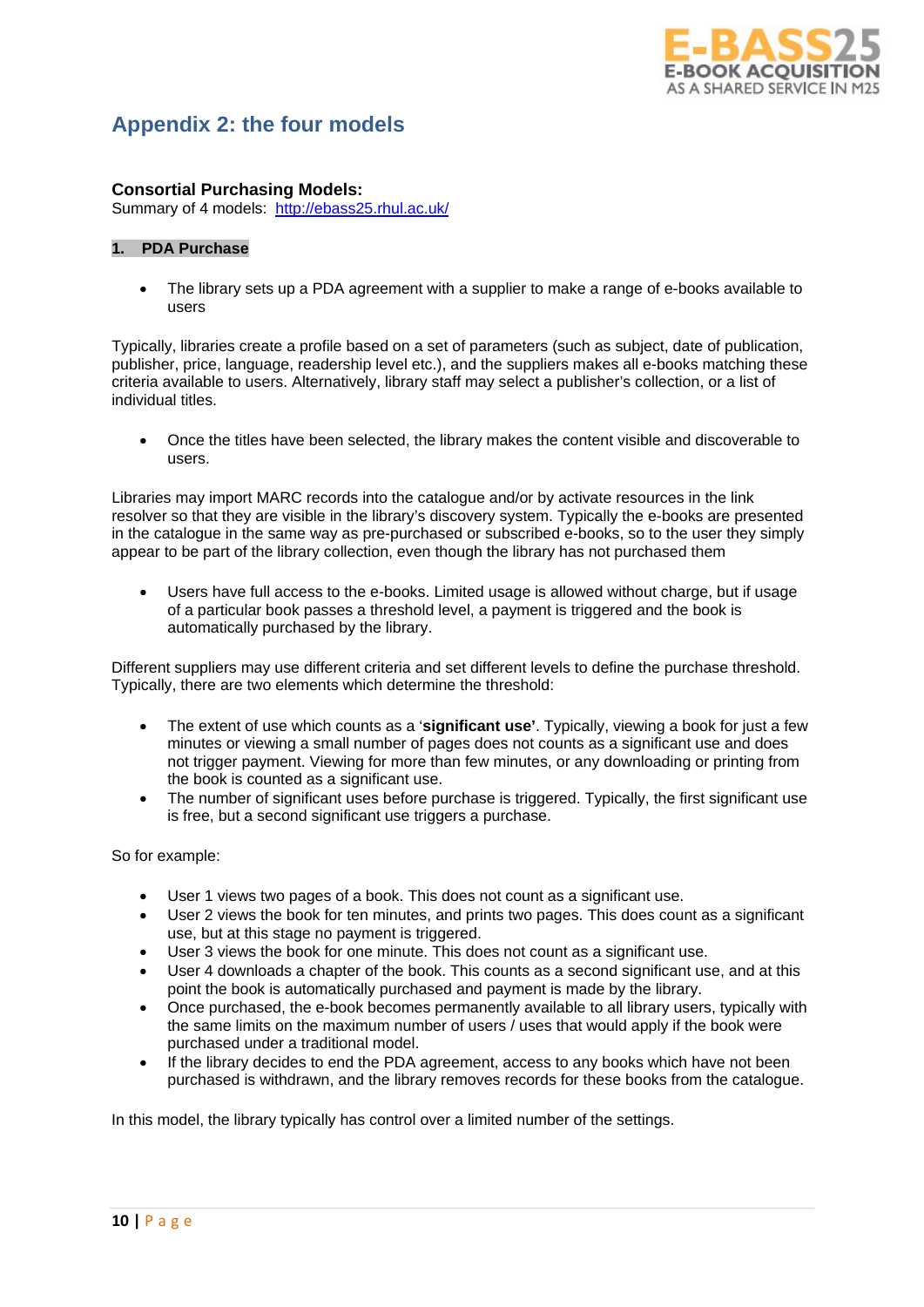## Appendix 2: the four models

### Consortial Purchasing Models:

Summary of 4 models: [http://ebass25.rhul.ac.uk/](http://ebass25.rhul.ac.uk/)

### 1. PDA Purchase

- The library sets up a PDA agreement with a supplier to make a range of e-books available to users

Typically, libraries create a profile based on a set of parameters (such as subject, date of publication, publisher, price, language, readership level etc.), and the suppliers makes all e-books matching these criteria available to users. Alternatively, library staff may select a publisher's collection, or a list of individual titles.

- Once the titles have been selected, the library makes the content visible and discoverable to users.

Libraries may import MARC records into the catalogue and/or by activate resources in the link resolver so that they are visible in the library's discovery system. Typically the e-books are presented in the catalogue in the same way as pre-purchased or subscribed e-books, so to the user they simply appear to be part of the library collection, even though the library has not purchased them

- Users have full access to the e-books. Limited usage is allowed without charge, but if usage of a particular book passes a threshold level, a payment is triggered and the book is automatically purchased by the library.

Different suppliers may use different criteria and set different levels to define the purchase threshold. Typically, there are two elements which determine the threshold:

- The extent of use which counts as a '**significant use'**. Typically, viewing a book for just a few minutes or viewing a small number of pages does not counts as a significant use and does not trigger payment. Viewing for more than few minutes, or any downloading or printing from the book is counted as a significant use.
- The number of significant uses before purchase is triggered. Typically, the first significant use is free, but a second significant use triggers a purchase.

So for example:

- User 1 views two pages of a book. This does not count as a significant use.
- User 2 views the book for ten minutes, and prints two pages. This does count as a significant use, but at this stage no payment is triggered.
- User 3 views the book for one minute. This does not count as a significant use.
- User 4 downloads a chapter of the book. This counts as a second significant use, and at this point the book is automatically purchased and payment is made by the library.
- Once purchased, the e-book becomes permanently available to all library users, typically with the same limits on the maximum number of users / uses that would apply if the book were purchased under a traditional model.
- If the library decides to end the PDA agreement, access to any books which have not been purchased is withdrawn, and the library removes records for these books from the catalogue.

In this model, the library typically has control over a limited number of the settings.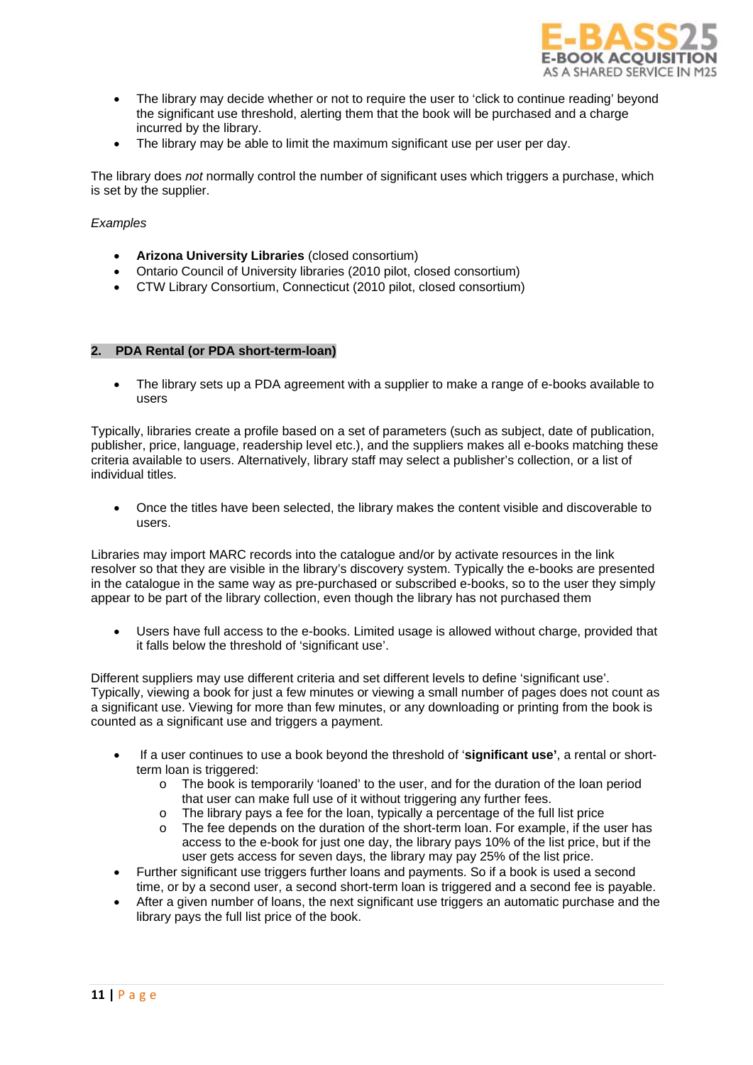- The library may decide whether or not to require the user to 'click to contiue reading' beyond the significant use threshold, alerting them that the book will be purchased and a charge incurred by the library.
- The library may be able to limit the maximum significant use per user per day.

The library does *not* normally control the number of significant uses which triggers a purchase, which is set by the supplier.

*Examples*

- **Arizona University Libraries** (closed consortium)
- Ontario Council of University libraries (2010 pilot, closed consortium)
- CTW Library Consortium, Connecticut (2010 pilot, closed consortium)

## 2. PDA Rental (or PDA short-term-loan)

- The library sets up a PDA agreement with a supplier to make a range of e-books available to users

Typically, libraries create a profile based on a set of parameters (such as subject, date of publication, publisher, price, language, readership level etc.), and the suppliers makes all e-books matching these criteria available to users. Alternatively, library staff may select a publisher's collection, or a list of individual titles.

- Once the titles have been selected, the library makes the content visible and discoverable to users.

Libraries may import MARC records into the catalogue and/or by activate resources in the link resolver so that they are visible in the library's discovery system. Typically the e-books are presented in the catalogue in the same way as pre-purchased or subscribed e-books, so to the user they simply appear to be part of the library collection, even though the library has not purchased them

- Users have full access to the e-books. Limited usage is allowed without charge, provided that it falls below the threshold of 'significant use'.

Different suppliers may use different criteria and set different levels to define 'significant use'. Typically, viewing a book for just a few minutes or viewing a small number of pages does not count as a significant use. Viewing for more than few minutes, or any downloading or printing from the book is counted as a significant use and triggers a payment.

- If a user continues to use a book beyond the threshold of '**significant use'**, a rental or short-term loan is triggered:
  - The book is temporarily 'loaned' to the user, and for the duration of the loan period that user can make full use of it without triggering any further fees.
  - The library pays a fee for the loan, typically a percentage of the full list price
  - The fee depends on the duration of the short-term loan. For example, if the user has access to the e-book for just one day, the library pays 10% of the list price, but if the user gets access for seven days, the library may pay 25% of the list price.
- Further significant use triggers further loans and payments. So if a book is used a second time, or by a second user, a second short-term loan is triggered and a second fee is payable.
- After a given number of loans, the next significant use triggers an automatic purchase and the library pays the full list price of the book.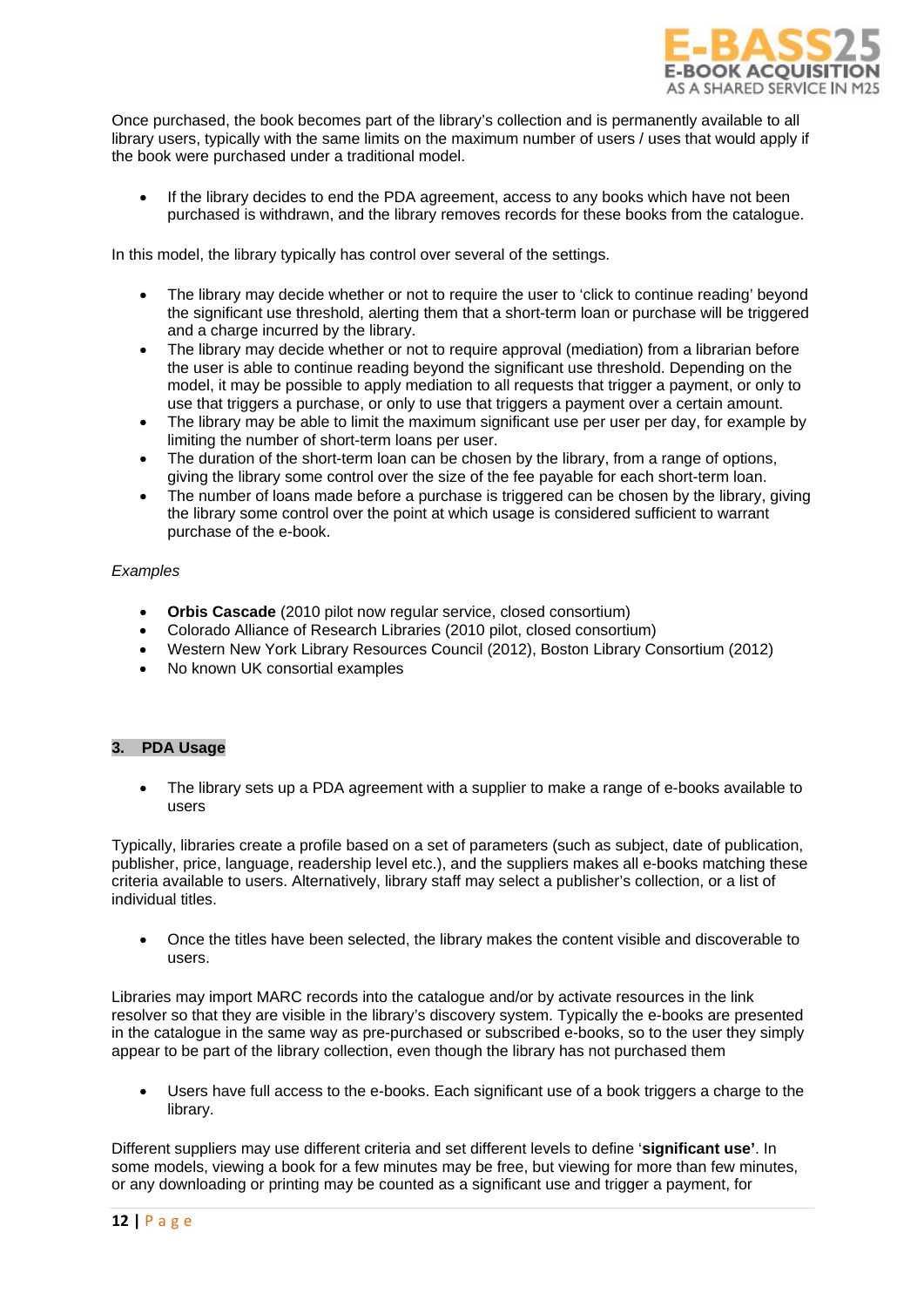Once purchased, the book becomes part of the library's collection and is permanently available to all library users, typically with the same limits on the maximum number of users / uses that would apply if the book were purchased under a traditional model.

- If the library decides to end the PDA agreement, access to any books which have not been purchased is withdrawn, and the library removes records for these books from the catalogue.

In this model, the library typically has control over several of the settings.

- The library may decide whether or not to require the user to 'click to continue reading' beyond the significant use threshold, alerting them that a short-term loan or purchase will be triggered and a charge incurred by the library.
- The library may decide whether or not to require approval (mediation) from a librarian before the user is able to continue reading beyond the significant use threshold. Depending on the model, it may be possible to apply mediation to all requests that trigger a payment, or only to use that triggers a purchase, or only to use that triggers a payment over a certain amount.
- The library may be able to limit the maximum significant use per user per day, for example by limiting the number of short-term loans per user.
- The duration of the short-term loan can be chosen by the library, from a range of options, giving the library some control over the size of the fee payable for each short-term loan.
- The number of loans made before a purchase is triggered can be chosen by the library, giving the library some control over the point at which usage is considered sufficient to warrant purchase of the e-book.

*Examples*

- **Orbis Cascade** (2010 pilot now regular service, closed consortium)
- Colorado Alliance of Research Libraries (2010 pilot, closed consortium)
- Western New York Library Resources Council (2012), Boston Library Consortium (2012)
- No known UK consortial examples

## 3. PDA Usage

- The library sets up a PDA agreement with a supplier to make a range of e-books available to users

Typically, libraries create a profile based on a set of parameters (such as subject, date of publication, publisher, price, language, readership level etc.), and the suppliers makes all e-books matching these criteria available to users. Alternatively, library staff may select a publisher's collection, or a list of individual titles.

- Once the titles have been selected, the library makes the content visible and discoverable to users.

Libraries may import MARC records into the catalogue and/or by activate resources in the link resolver so that they are visible in the library's discovery system. Typically the e-books are presented in the catalogue in the same way as pre-purchased or subscribed e-books, so to the user they simply appear to be part of the library collection, even though the library has not purchased them

- Users have full access to the e-books. Each significant use of a book triggers a charge to the library.

Different suppliers may use different criteria and set different levels to define '**significant use'**. In some models, viewing a book for a few minutes may be free, but viewing for more than few minutes, or any downloading or printing may be counted as a significant use and trigger a payment, for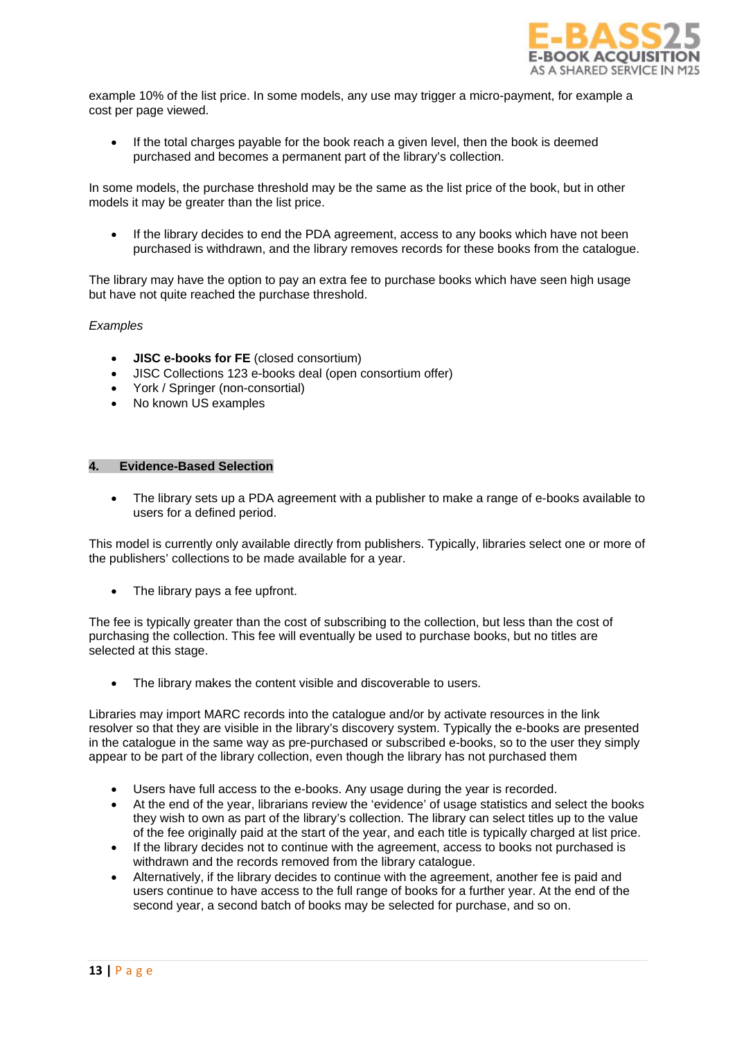example 10% of the list price. In some models, any use may trigger a micro-payment, for example a cost per page viewed.

- If the total charges payable for the book reach a given level, then the book is deemed purchased and becomes a permanent part of the library's collection.

In some models, the purchase threshold may be the same as the list price of the book, but in other models it may be greater than the list price.

- If the library decides to end the PDA agreement, access to any books which have not been purchased is withdrawn, and the library removes records for these books from the catalogue.

The library may have the option to pay an extra fee to purchase books which have seen high usage but have not quite reached the purchase threshold.

*Examples*

- **JISC e-books for FE** (closed consortium)
- JISC Collections 123 e-books deal (open consortium offer)
- York / Springer (non-consortial)
- No known US examples

## 4. Evidence-Based Selection

- The library sets up a PDA agreement with a publisher to make a range of e-books available to users for a defined period.

This model is currently only available directly from publishers. Typically, libraries select one or more of the publishers' collections to be made available for a year.

- The library pays a fee upfront.

The fee is typically greater than the cost of subscribing to the collection, but less than the cost of purchasing the collection. This fee will eventually be used to purchase books, but no titles are selected at this stage.

- The library makes the content visible and discoverable to users.

Libraries may import MARC records into the catalogue and/or by activate resources in the link resolver so that they are visible in the library's discovery system. Typically the e-books are presented in the catalogue in the same way as pre-purchased or subscribed e-books, so to the user they simply appear to be part of the library collection, even though the library has not purchased them

- Users have full access to the e-books. Any usage during the year is recorded.
- At the end of the year, librarians review the 'evidence' of usage statistics and select the books they wish to own as part of the library's collection. The library can select titles up to the value of the fee originally paid at the start of the year, and each title is typically charged at list price.
- If the library decides not to continue with the agreement, access to books not purchased is withdrawn and the records removed from the library catalogue.
- Alternatively, if the library decides to continue with the agreement, another fee is paid and users continue to have access to the full range of books for a further year. At the end of the second year, a second batch of books may be selected for purchase, and so on.